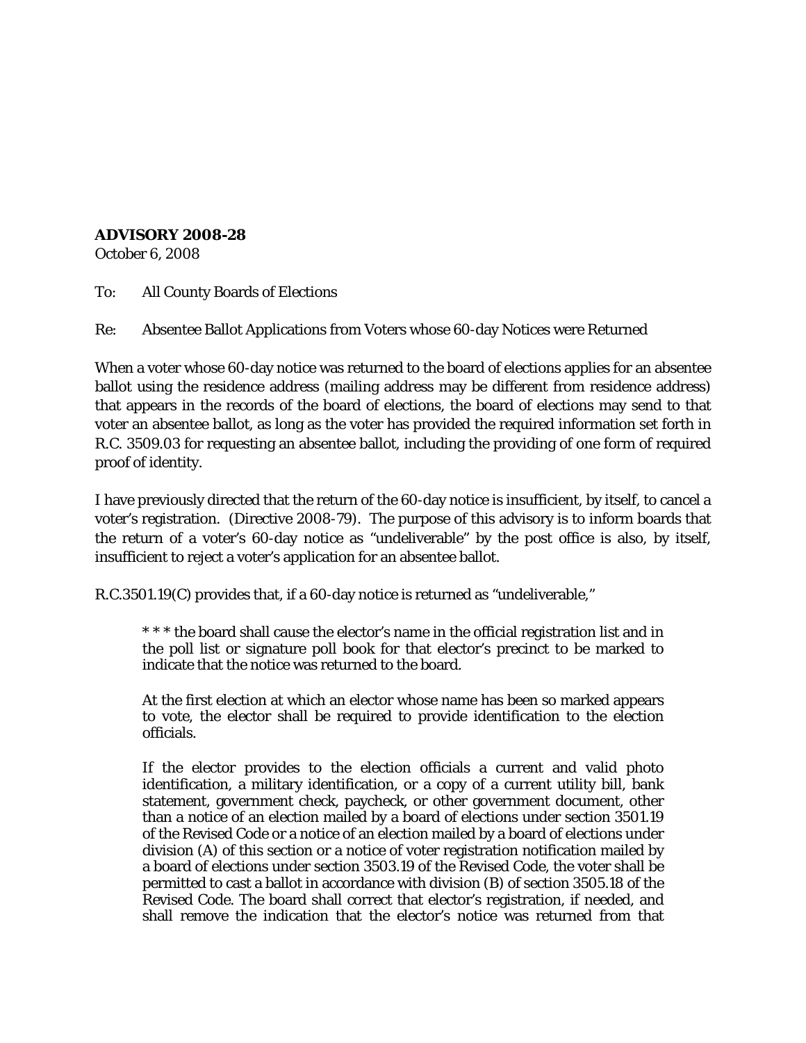**ADVISORY 2008-28**
October 6, 2008

To: All County Boards of Elections

Re: Absentee Ballot Applications from Voters whose 60-day Notices were Returned

When a voter whose 60-day notice was returned to the board of elections applies for an absentee ballot using the residence address (mailing address may be different from residence address) that appears in the records of the board of elections, the board of elections may send to that voter an absentee ballot, as long as the voter has provided the required information set forth in R.C. 3509.03 for requesting an absentee ballot, including the providing of one form of required proof of identity.

I have previously directed that the return of the 60-day notice is insufficient, by itself, to cancel a voter's registration. (Directive 2008-79). The purpose of this advisory is to inform boards that the return of a voter's 60-day notice as "undeliverable" by the post office is also, by itself, insufficient to reject a voter's application for an absentee ballot.

R.C.3501.19(C) provides that, if a 60-day notice is returned as "undeliverable,"

> * * * the board shall cause the elector's name in the official registration list and in the poll list or signature poll book for that elector's precinct to be marked to indicate that the notice was returned to the board.
>
> At the first election at which an elector whose name has been so marked appears to vote, the elector shall be required to provide identification to the election officials.
>
> If the elector provides to the election officials a current and valid photo identification, a military identification, or a copy of a current utility bill, bank statement, government check, paycheck, or other government document, other than a notice of an election mailed by a board of elections under section 3501.19 of the Revised Code or a notice of an election mailed by a board of elections under division (A) of this section or a notice of voter registration notification mailed by a board of elections under section 3503.19 of the Revised Code, the voter shall be permitted to cast a ballot in accordance with division (B) of section 3505.18 of the Revised Code. The board shall correct that elector's registration, if needed, and shall remove the indication that the elector's notice was returned from that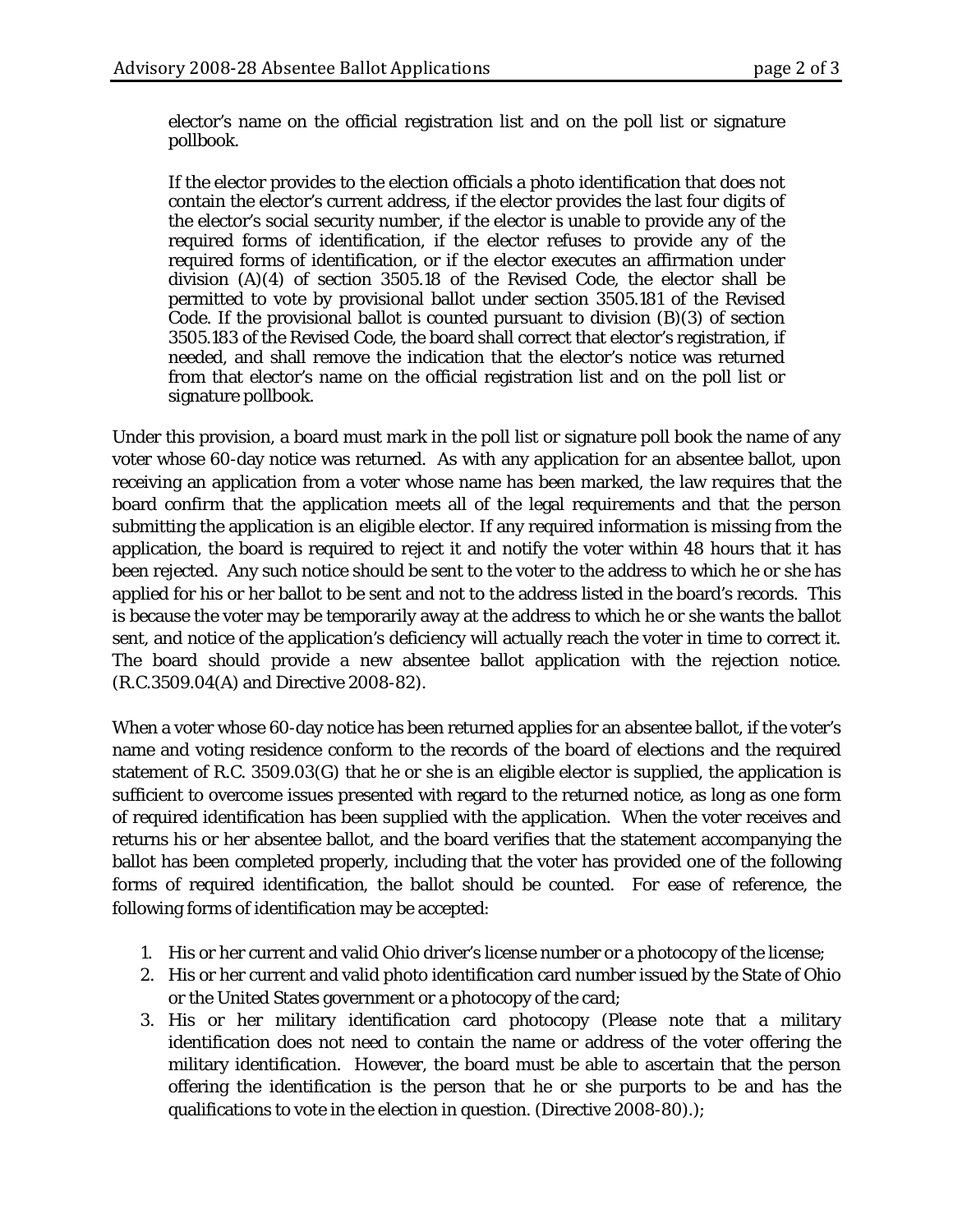elector's name on the official registration list and on the poll list or signature pollbook.

> If the elector provides to the election officials a photo identification that does not contain the elector's current address, if the elector provides the last four digits of the elector's social security number, if the elector is unable to provide any of the required forms of identification, if the elector refuses to provide any of the required forms of identification, or if the elector executes an affirmation under division (A)(4) of section 3505.18 of the Revised Code, the elector shall be permitted to vote by provisional ballot under section 3505.181 of the Revised Code. If the provisional ballot is counted pursuant to division (B)(3) of section 3505.183 of the Revised Code, the board shall correct that elector's registration, if needed, and shall remove the indication that the elector's notice was returned from that elector's name on the official registration list and on the poll list or signature pollbook.

Under this provision, a board must mark in the poll list or signature poll book the name of any voter whose 60-day notice was returned. As with any application for an absentee ballot, upon receiving an application from a voter whose name has been marked, the law requires that the board confirm that the application meets all of the legal requirements and that the person submitting the application is an eligible elector. If any required information is missing from the application, the board is required to reject it and notify the voter within 48 hours that it has been rejected. Any such notice should be sent to the voter to the address to which he or she has applied for his or her ballot to be sent and not to the address listed in the board's records. This is because the voter may be temporarily away at the address to which he or she wants the ballot sent, and notice of the application's deficiency will actually reach the voter in time to correct it. The board should provide a new absentee ballot application with the rejection notice. (R.C.3509.04(A) and Directive 2008-82).

When a voter whose 60-day notice has been returned applies for an absentee ballot, if the voter's name and voting residence conform to the records of the board of elections and the required statement of R.C. 3509.03(G) that he or she is an eligible elector is supplied, the application is sufficient to overcome issues presented with regard to the returned notice, as long as one form of required identification has been supplied with the application. When the voter receives and returns his or her absentee ballot, and the board verifies that the statement accompanying the ballot has been completed properly, including that the voter has provided one of the following forms of required identification, the ballot should be counted. For ease of reference, the following forms of identification may be accepted:

1. His or her current and valid Ohio driver's license number or a photocopy of the license;
2. His or her current and valid photo identification card number issued by the State of Ohio or the United States government or a photocopy of the card;
3. His or her military identification card photocopy (Please note that a military identification does not need to contain the name or address of the voter offering the military identification. However, the board must be able to ascertain that the person offering the identification is the person that he or she purports to be and has the qualifications to vote in the election in question. (Directive 2008-80).);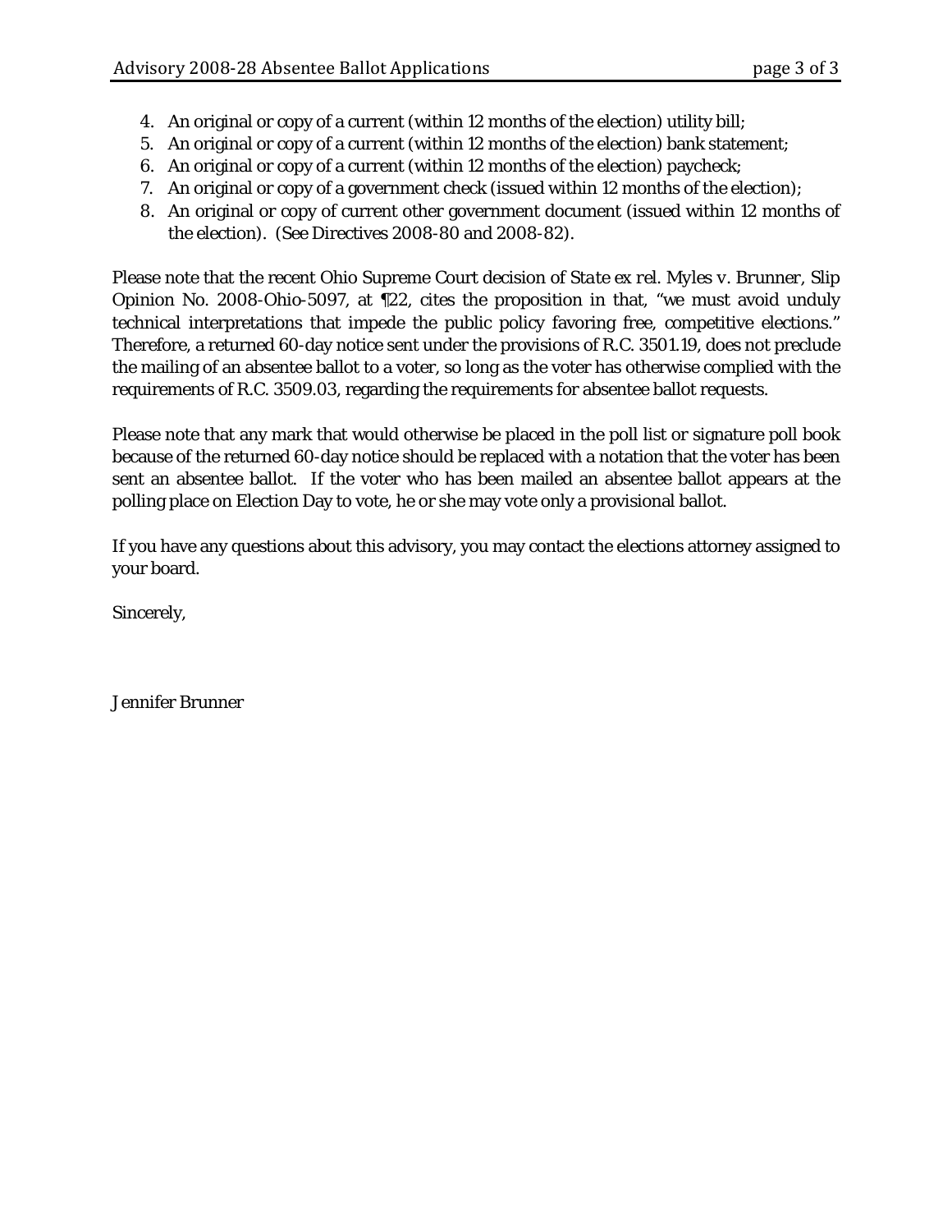4. An original or copy of a current (within 12 months of the election) utility bill;
5. An original or copy of a current (within 12 months of the election) bank statement;
6. An original or copy of a current (within 12 months of the election) paycheck;
7. An original or copy of a government check (issued within 12 months of the election);
8. An original or copy of current other government document (issued within 12 months of the election). (See Directives 2008-80 and 2008-82).

Please note that the recent Ohio Supreme Court decision of *State ex rel. Myles v. Brunner*, Slip Opinion No. 2008-Ohio-5097, at ¶22, cites the proposition in that, "we must avoid unduly technical interpretations that impede the public policy favoring free, competitive elections." Therefore, a returned 60-day notice sent under the provisions of R.C. 3501.19, does not preclude the mailing of an absentee ballot to a voter, so long as the voter has otherwise complied with the requirements of R.C. 3509.03, regarding the requirements for absentee ballot requests.

Please note that any mark that would otherwise be placed in the poll list or signature poll book because of the returned 60-day notice should be replaced with a notation that the voter has been sent an absentee ballot. If the voter who has been mailed an absentee ballot appears at the polling place on Election Day to vote, he or she may vote only a provisional ballot.

If you have any questions about this advisory, you may contact the elections attorney assigned to your board.

Sincerely,

Jennifer Brunner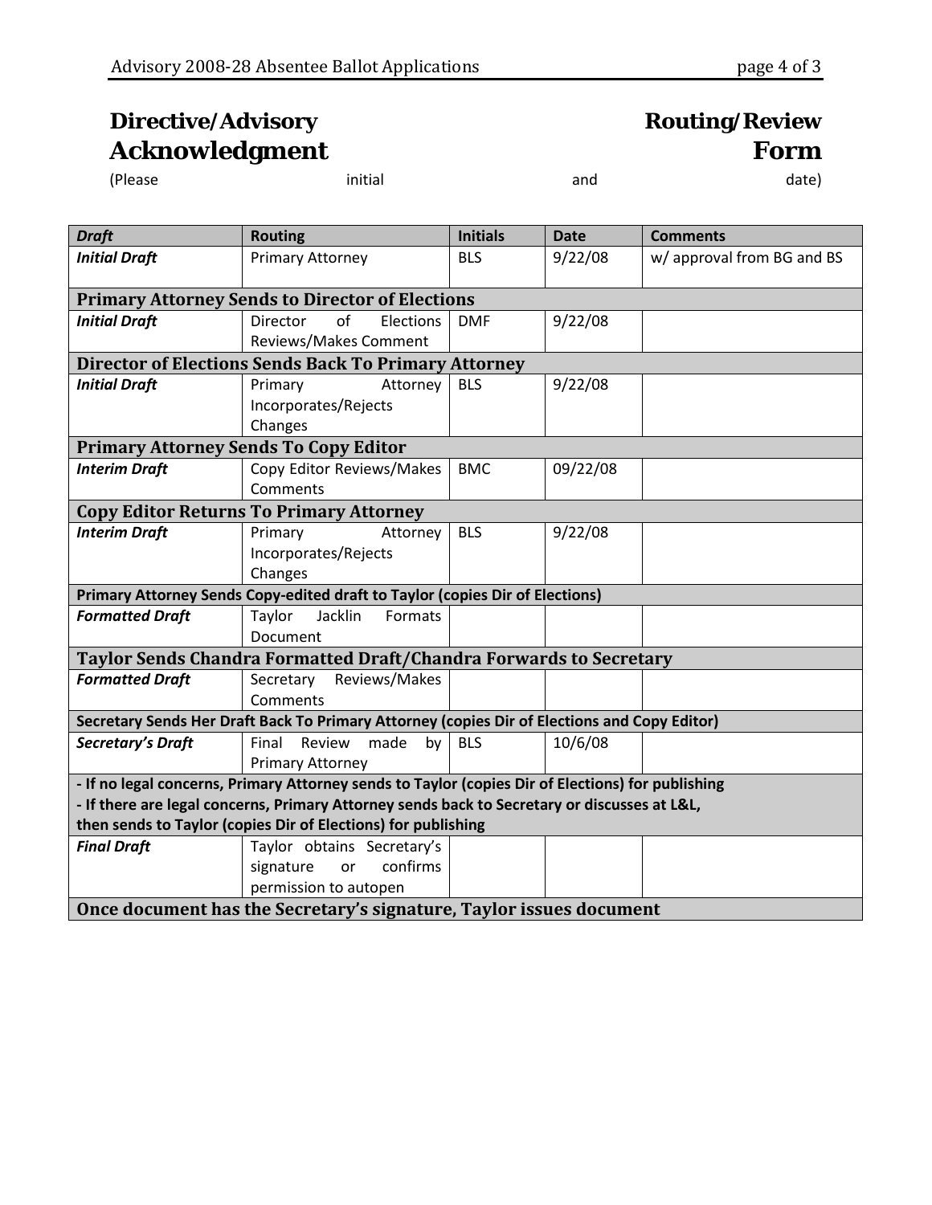# Directive/Advisory Acknowledgment Routing/Review Form

(Please initial and date)

| Draft | Routing | Initials | Date | Comments |
|---|---|---|---|---|
| ***Initial Draft*** | Primary Attorney | BLS | 9/22/08 | w/ approval from BG and BS |
| **Primary Attorney Sends to Director of Elections** | | | | |
| ***Initial Draft*** | Director of Elections Reviews/Makes Comment | DMF | 9/22/08 | |
| **Director of Elections Sends Back To Primary Attorney** | | | | |
| ***Initial Draft*** | Primary Attorney Incorporates/Rejects Changes | BLS | 9/22/08 | |
| **Primary Attorney Sends To Copy Editor** | | | | |
| ***Interim Draft*** | Copy Editor Reviews/Makes Comments | BMC | 09/22/08 | |
| **Copy Editor Returns To Primary Attorney** | | | | |
| ***Interim Draft*** | Primary Attorney Incorporates/Rejects Changes | BLS | 9/22/08 | |
| **Primary Attorney Sends Copy-edited draft to Taylor (copies Dir of Elections)** | | | | |
| ***Formatted Draft*** | Taylor Jacklin Formats Document | | | |
| **Taylor Sends Chandra Formatted Draft/Chandra Forwards to Secretary** | | | | |
| ***Formatted Draft*** | Secretary Reviews/Makes Comments | | | |
| **Secretary Sends Her Draft Back To Primary Attorney (copies Dir of Elections and Copy Editor)** | | | | |
| ***Secretary's Draft*** | Final Review made by Primary Attorney | BLS | 10/6/08 | |
| **- If no legal concerns, Primary Attorney sends to Taylor (copies Dir of Elections) for publishing<br>- If there are legal concerns, Primary Attorney sends back to Secretary or discusses at L&L, then sends to Taylor (copies Dir of Elections) for publishing** | | | | |
| ***Final Draft*** | Taylor obtains Secretary's signature or confirms permission to autopen | | | |
| **Once document has the Secretary's signature, Taylor issues document** | | | | |